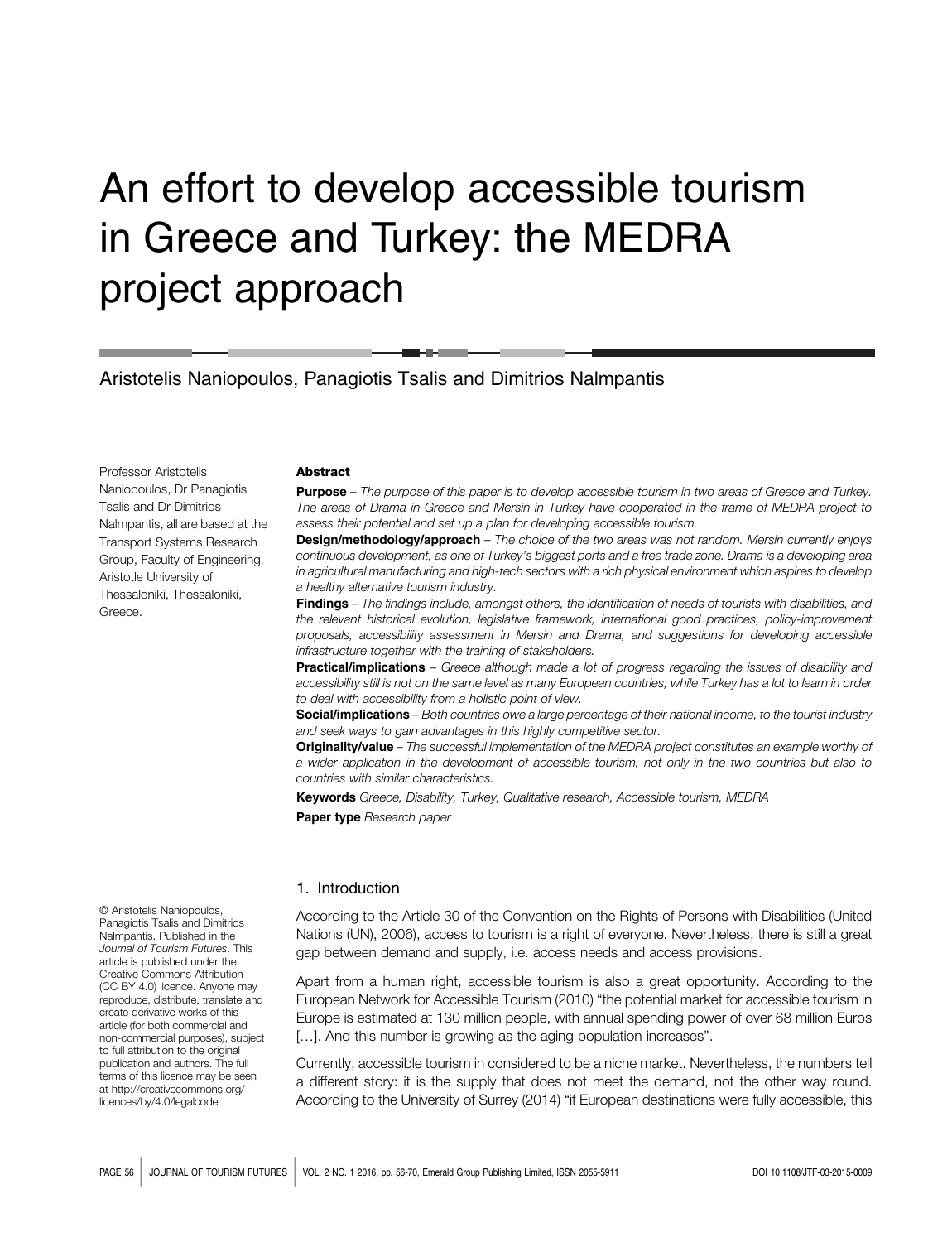# An effort to develop accessible tourism in Greece and Turkey: the MEDRA project approach

Aristotelis Naniopoulos, Panagiotis Tsalis and Dimitrios Nalmpantis

Professor Aristotelis Naniopoulos, Dr Panagiotis Tsalis and Dr Dimitrios Nalmpantis, all are based at the Transport Systems Research Group, Faculty of Engineering, Aristotle University of Thessaloniki, Thessaloniki, Greece.

## Abstract

**Purpose** – *The purpose of this paper is to develop accessible tourism in two areas of Greece and Turkey. The areas of Drama in Greece and Mersin in Turkey have cooperated in the frame of MEDRA project to assess their potential and set up a plan for developing accessible tourism.*

**Design/methodology/approach** – *The choice of the two areas was not random. Mersin currently enjoys continuous development, as one of Turkey's biggest ports and a free trade zone. Drama is a developing area in agricultural manufacturing and high-tech sectors with a rich physical environment which aspires to develop a healthy alternative tourism industry.*

**Findings** – *The findings include, amongst others, the identification of needs of tourists with disabilities, and the relevant historical evolution, legislative framework, international good practices, policy-improvement proposals, accessibility assessment in Mersin and Drama, and suggestions for developing accessible infrastructure together with the training of stakeholders.*

**Practical/implications** – *Greece although made a lot of progress regarding the issues of disability and accessibility still is not on the same level as many European countries, while Turkey has a lot to learn in order to deal with accessibility from a holistic point of view.*

**Social/implications** – *Both countries owe a large percentage of their national income, to the tourist industry and seek ways to gain advantages in this highly competitive sector.*

**Originality/value** – *The successful implementation of the MEDRA project constitutes an example worthy of a wider application in the development of accessible tourism, not only in the two countries but also to countries with similar characteristics.*

**Keywords** *Greece, Disability, Turkey, Qualitative research, Accessible tourism, MEDRA*

**Paper type** *Research paper*

## 1. Introduction

According to the Article 30 of the Convention on the Rights of Persons with Disabilities (United Nations (UN), 2006), access to tourism is a right of everyone. Nevertheless, there is still a great gap between demand and supply, i.e. access needs and access provisions.

Apart from a human right, accessible tourism is also a great opportunity. According to the European Network for Accessible Tourism (2010) "the potential market for accessible tourism in Europe is estimated at 130 million people, with annual spending power of over 68 million Euros […]. And this number is growing as the aging population increases".

Currently, accessible tourism in considered to be a niche market. Nevertheless, the numbers tell a different story: it is the supply that does not meet the demand, not the other way round. According to the University of Surrey (2014) "if European destinations were fully accessible, this

© Aristotelis Naniopoulos, Panagiotis Tsalis and Dimitrios Nalmpantis. Published in the *Journal of Tourism Futures*. This article is published under the Creative Commons Attribution (CC BY 4.0) licence. Anyone may reproduce, distribute, translate and create derivative works of this article (for both commercial and non-commercial purposes), subject to full attribution to the original publication and authors. The full terms of this licence may be seen at http://creativecommons.org/licences/by/4.0/legalcode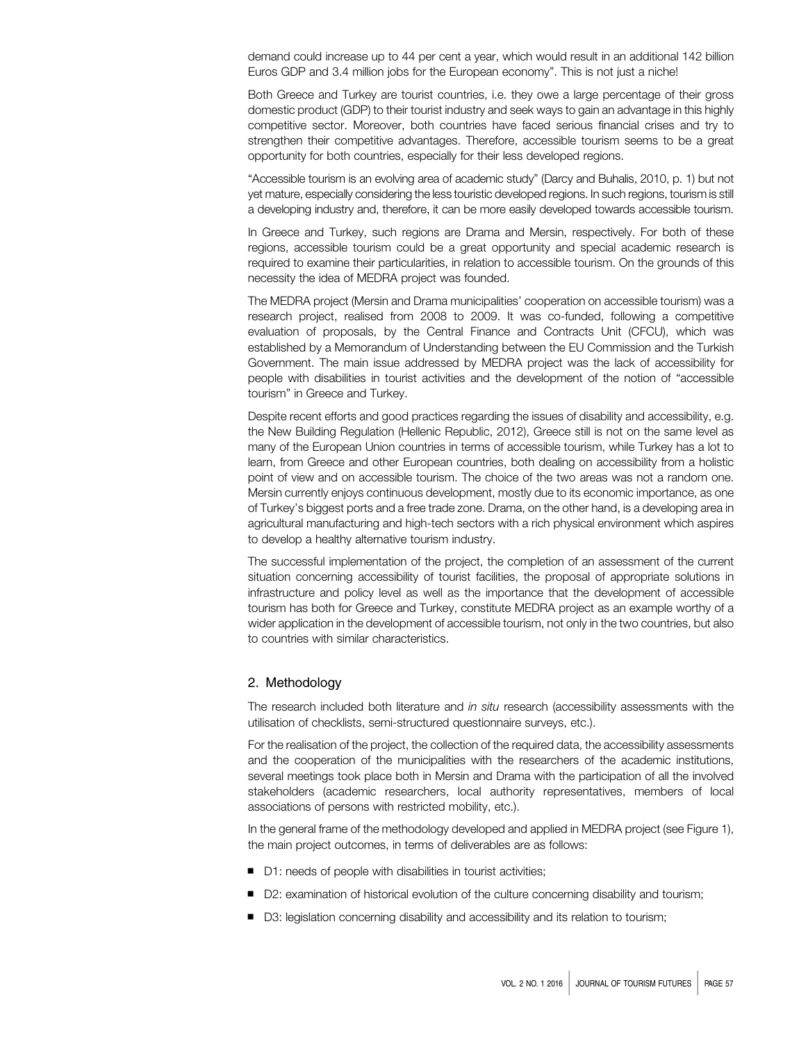demand could increase up to 44 per cent a year, which would result in an additional 142 billion Euros GDP and 3.4 million jobs for the European economy". This is not just a niche!

Both Greece and Turkey are tourist countries, i.e. they owe a large percentage of their gross domestic product (GDP) to their tourist industry and seek ways to gain an advantage in this highly competitive sector. Moreover, both countries have faced serious financial crises and try to strengthen their competitive advantages. Therefore, accessible tourism seems to be a great opportunity for both countries, especially for their less developed regions.

"Accessible tourism is an evolving area of academic study" (Darcy and Buhalis, 2010, p. 1) but not yet mature, especially considering the less touristic developed regions. In such regions, tourism is still a developing industry and, therefore, it can be more easily developed towards accessible tourism.

In Greece and Turkey, such regions are Drama and Mersin, respectively. For both of these regions, accessible tourism could be a great opportunity and special academic research is required to examine their particularities, in relation to accessible tourism. On the grounds of this necessity the idea of MEDRA project was founded.

The MEDRA project (Mersin and Drama municipalities' cooperation on accessible tourism) was a research project, realised from 2008 to 2009. It was co-funded, following a competitive evaluation of proposals, by the Central Finance and Contracts Unit (CFCU), which was established by a Memorandum of Understanding between the EU Commission and the Turkish Government. The main issue addressed by MEDRA project was the lack of accessibility for people with disabilities in tourist activities and the development of the notion of "accessible tourism" in Greece and Turkey.

Despite recent efforts and good practices regarding the issues of disability and accessibility, e.g. the New Building Regulation (Hellenic Republic, 2012), Greece still is not on the same level as many of the European Union countries in terms of accessible tourism, while Turkey has a lot to learn, from Greece and other European countries, both dealing on accessibility from a holistic point of view and on accessible tourism. The choice of the two areas was not a random one. Mersin currently enjoys continuous development, mostly due to its economic importance, as one of Turkey's biggest ports and a free trade zone. Drama, on the other hand, is a developing area in agricultural manufacturing and high-tech sectors with a rich physical environment which aspires to develop a healthy alternative tourism industry.

The successful implementation of the project, the completion of an assessment of the current situation concerning accessibility of tourist facilities, the proposal of appropriate solutions in infrastructure and policy level as well as the importance that the development of accessible tourism has both for Greece and Turkey, constitute MEDRA project as an example worthy of a wider application in the development of accessible tourism, not only in the two countries, but also to countries with similar characteristics.

## 2. Methodology

The research included both literature and *in situ* research (accessibility assessments with the utilisation of checklists, semi-structured questionnaire surveys, etc.).

For the realisation of the project, the collection of the required data, the accessibility assessments and the cooperation of the municipalities with the researchers of the academic institutions, several meetings took place both in Mersin and Drama with the participation of all the involved stakeholders (academic researchers, local authority representatives, members of local associations of persons with restricted mobility, etc.).

In the general frame of the methodology developed and applied in MEDRA project (see Figure 1), the main project outcomes, in terms of deliverables are as follows:

- D1: needs of people with disabilities in tourist activities;
- D2: examination of historical evolution of the culture concerning disability and tourism;
- D3: legislation concerning disability and accessibility and its relation to tourism;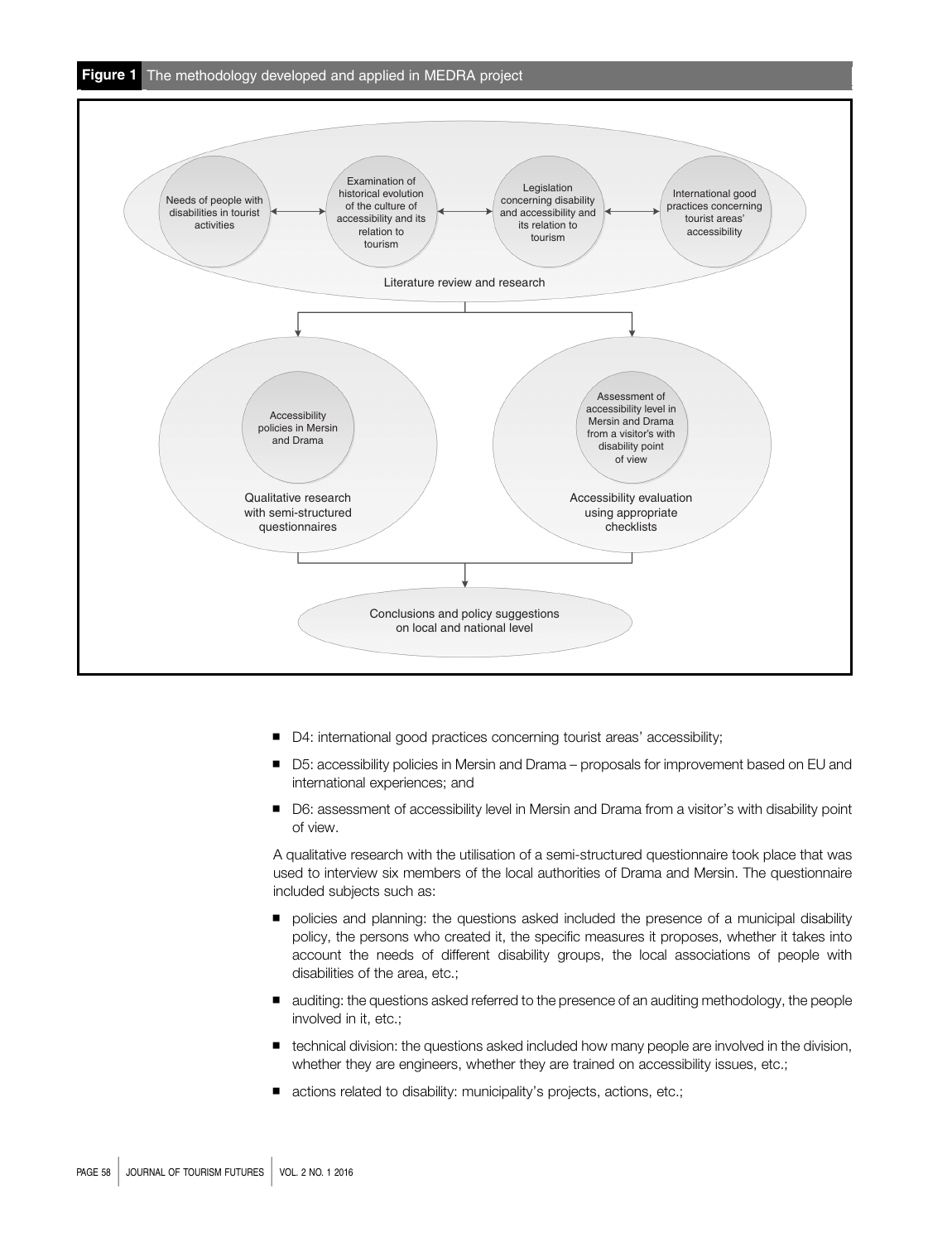**Figure 1** The methodology developed and applied in MEDRA project

- D4: international good practices concerning tourist areas' accessibility;
- D5: accessibility policies in Mersin and Drama – proposals for improvement based on EU and international experiences; and
- D6: assessment of accessibility level in Mersin and Drama from a visitor's with disability point of view.

A qualitative research with the utilisation of a semi-structured questionnaire took place that was used to interview six members of the local authorities of Drama and Mersin. The questionnaire included subjects such as:

- policies and planning: the questions asked included the presence of a municipal disability policy, the persons who created it, the specific measures it proposes, whether it takes into account the needs of different disability groups, the local associations of people with disabilities of the area, etc.;
- auditing: the questions asked referred to the presence of an auditing methodology, the people involved in it, etc.;
- technical division: the questions asked included how many people are involved in the division, whether they are engineers, whether they are trained on accessibility issues, etc.;
- actions related to disability: municipality's projects, actions, etc.;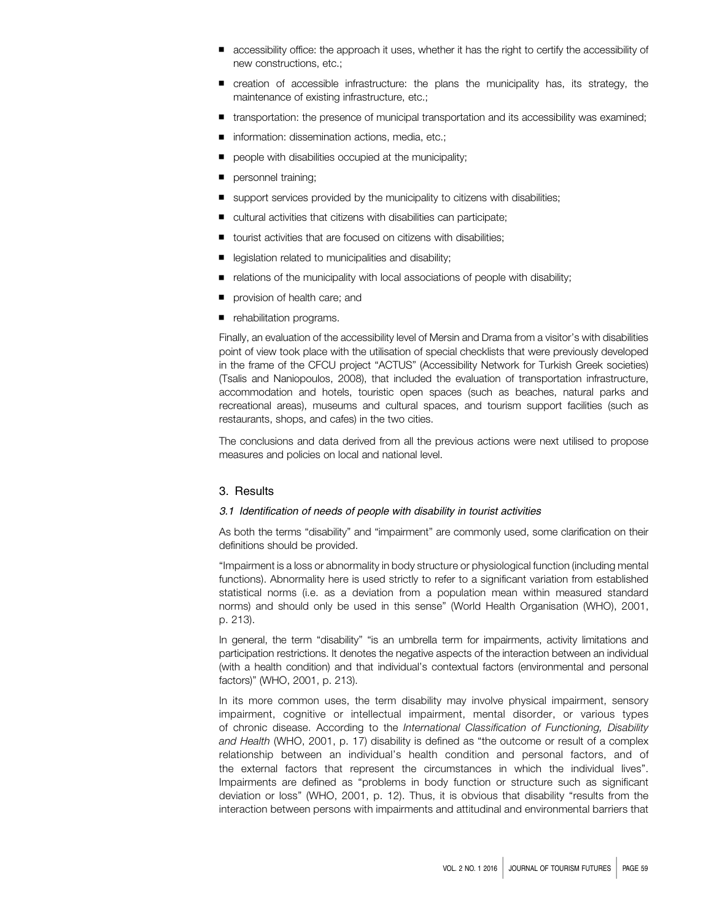- accessibility office: the approach it uses, whether it has the right to certify the accessibility of new constructions, etc.;
- creation of accessible infrastructure: the plans the municipality has, its strategy, the maintenance of existing infrastructure, etc.;
- transportation: the presence of municipal transportation and its accessibility was examined;
- information: dissemination actions, media, etc.;
- people with disabilities occupied at the municipality;
- personnel training;
- support services provided by the municipality to citizens with disabilities;
- cultural activities that citizens with disabilities can participate;
- tourist activities that are focused on citizens with disabilities;
- legislation related to municipalities and disability;
- relations of the municipality with local associations of people with disability;
- provision of health care; and
- rehabilitation programs.

Finally, an evaluation of the accessibility level of Mersin and Drama from a visitor's with disabilities point of view took place with the utilisation of special checklists that were previously developed in the frame of the CFCU project "ACTUS" (Accessibility Network for Turkish Greek societies) (Tsalis and Naniopoulos, 2008), that included the evaluation of transportation infrastructure, accommodation and hotels, touristic open spaces (such as beaches, natural parks and recreational areas), museums and cultural spaces, and tourism support facilities (such as restaurants, shops, and cafes) in the two cities.

The conclusions and data derived from all the previous actions were next utilised to propose measures and policies on local and national level.

## 3. Results

### *3.1 Identification of needs of people with disability in tourist activities*

As both the terms "disability" and "impairment" are commonly used, some clarification on their definitions should be provided.

"Impairment is a loss or abnormality in body structure or physiological function (including mental functions). Abnormality here is used strictly to refer to a significant variation from established statistical norms (i.e. as a deviation from a population mean within measured standard norms) and should only be used in this sense" (World Health Organisation (WHO), 2001, p. 213).

In general, the term "disability" "is an umbrella term for impairments, activity limitations and participation restrictions. It denotes the negative aspects of the interaction between an individual (with a health condition) and that individual's contextual factors (environmental and personal factors)" (WHO, 2001, p. 213).

In its more common uses, the term disability may involve physical impairment, sensory impairment, cognitive or intellectual impairment, mental disorder, or various types of chronic disease. According to the *International Classification of Functioning, Disability and Health* (WHO, 2001, p. 17) disability is defined as "the outcome or result of a complex relationship between an individual's health condition and personal factors, and of the external factors that represent the circumstances in which the individual lives". Impairments are defined as "problems in body function or structure such as significant deviation or loss" (WHO, 2001, p. 12). Thus, it is obvious that disability "results from the interaction between persons with impairments and attitudinal and environmental barriers that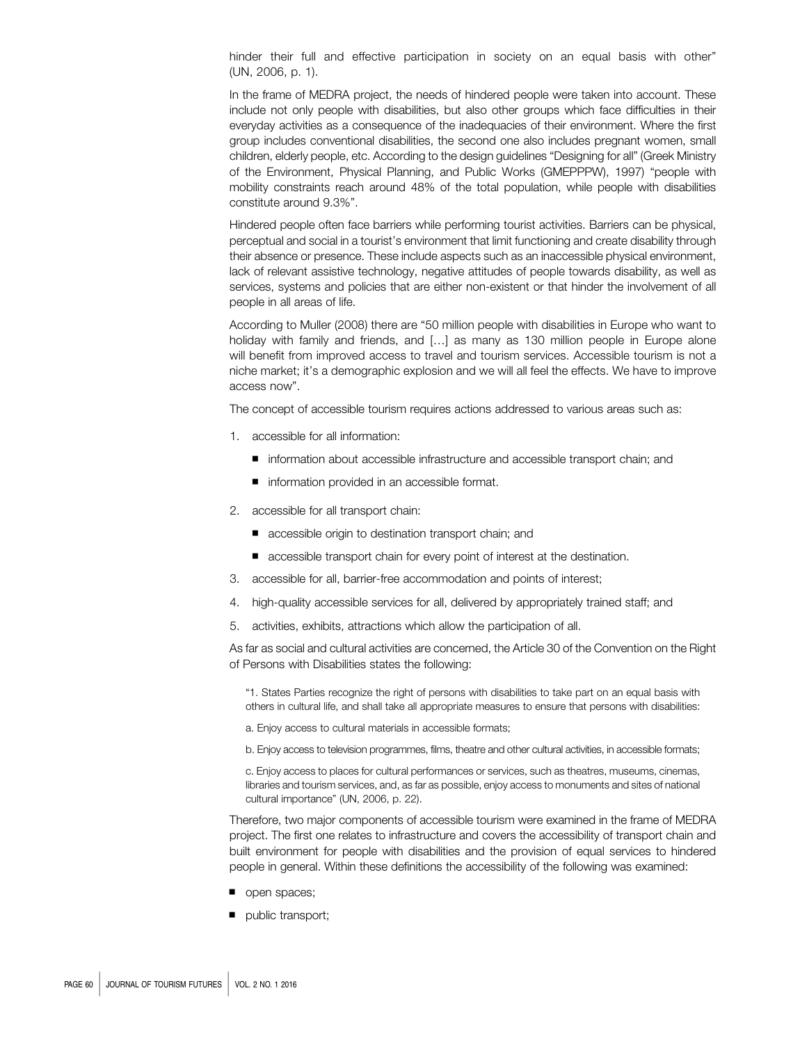hinder their full and effective participation in society on an equal basis with other" (UN, 2006, p. 1).

In the frame of MEDRA project, the needs of hindered people were taken into account. These include not only people with disabilities, but also other groups which face difficulties in their everyday activities as a consequence of the inadequacies of their environment. Where the first group includes conventional disabilities, the second one also includes pregnant women, small children, elderly people, etc. According to the design guidelines "Designing for all" (Greek Ministry of the Environment, Physical Planning, and Public Works (GMEPPPW), 1997) "people with mobility constraints reach around 48% of the total population, while people with disabilities constitute around 9.3%".

Hindered people often face barriers while performing tourist activities. Barriers can be physical, perceptual and social in a tourist's environment that limit functioning and create disability through their absence or presence. These include aspects such as an inaccessible physical environment, lack of relevant assistive technology, negative attitudes of people towards disability, as well as services, systems and policies that are either non-existent or that hinder the involvement of all people in all areas of life.

According to Muller (2008) there are "50 million people with disabilities in Europe who want to holiday with family and friends, and […] as many as 130 million people in Europe alone will benefit from improved access to travel and tourism services. Accessible tourism is not a niche market; it's a demographic explosion and we will all feel the effects. We have to improve access now".

The concept of accessible tourism requires actions addressed to various areas such as:

1. accessible for all information:
   - information about accessible infrastructure and accessible transport chain; and
   - information provided in an accessible format.
2. accessible for all transport chain:
   - accessible origin to destination transport chain; and
   - accessible transport chain for every point of interest at the destination.
3. accessible for all, barrier-free accommodation and points of interest;
4. high-quality accessible services for all, delivered by appropriately trained staff; and
5. activities, exhibits, attractions which allow the participation of all.

As far as social and cultural activities are concerned, the Article 30 of the Convention on the Right of Persons with Disabilities states the following:

> "1. States Parties recognize the right of persons with disabilities to take part on an equal basis with others in cultural life, and shall take all appropriate measures to ensure that persons with disabilities:
>
> a. Enjoy access to cultural materials in accessible formats;
>
> b. Enjoy access to television programmes, films, theatre and other cultural activities, in accessible formats;
>
> c. Enjoy access to places for cultural performances or services, such as theatres, museums, cinemas, libraries and tourism services, and, as far as possible, enjoy access to monuments and sites of national cultural importance" (UN, 2006, p. 22).

Therefore, two major components of accessible tourism were examined in the frame of MEDRA project. The first one relates to infrastructure and covers the accessibility of transport chain and built environment for people with disabilities and the provision of equal services to hindered people in general. Within these definitions the accessibility of the following was examined:

- open spaces;
- public transport;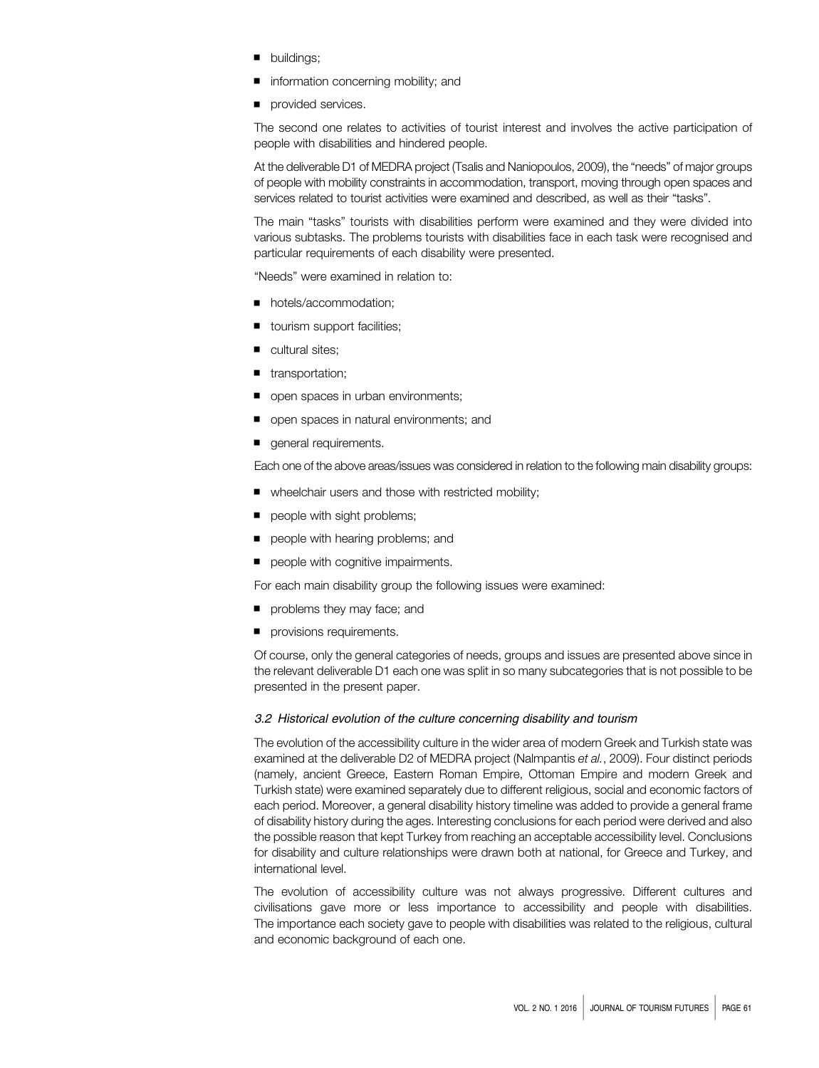- buildings;
- information concerning mobility; and
- provided services.

The second one relates to activities of tourist interest and involves the active participation of people with disabilities and hindered people.

At the deliverable D1 of MEDRA project (Tsalis and Naniopoulos, 2009), the "needs" of major groups of people with mobility constraints in accommodation, transport, moving through open spaces and services related to tourist activities were examined and described, as well as their "tasks".

The main "tasks" tourists with disabilities perform were examined and they were divided into various subtasks. The problems tourists with disabilities face in each task were recognised and particular requirements of each disability were presented.

"Needs" were examined in relation to:

- hotels/accommodation;
- tourism support facilities;
- cultural sites;
- transportation;
- open spaces in urban environments;
- open spaces in natural environments; and
- general requirements.

Each one of the above areas/issues was considered in relation to the following main disability groups:

- wheelchair users and those with restricted mobility;
- people with sight problems;
- people with hearing problems; and
- people with cognitive impairments.

For each main disability group the following issues were examined:

- problems they may face; and
- provisions requirements.

Of course, only the general categories of needs, groups and issues are presented above since in the relevant deliverable D1 each one was split in so many subcategories that is not possible to be presented in the present paper.

### *3.2 Historical evolution of the culture concerning disability and tourism*

The evolution of the accessibility culture in the wider area of modern Greek and Turkish state was examined at the deliverable D2 of MEDRA project (Nalmpantis *et al.*, 2009). Four distinct periods (namely, ancient Greece, Eastern Roman Empire, Ottoman Empire and modern Greek and Turkish state) were examined separately due to different religious, social and economic factors of each period. Moreover, a general disability history timeline was added to provide a general frame of disability history during the ages. Interesting conclusions for each period were derived and also the possible reason that kept Turkey from reaching an acceptable accessibility level. Conclusions for disability and culture relationships were drawn both at national, for Greece and Turkey, and international level.

The evolution of accessibility culture was not always progressive. Different cultures and civilisations gave more or less importance to accessibility and people with disabilities. The importance each society gave to people with disabilities was related to the religious, cultural and economic background of each one.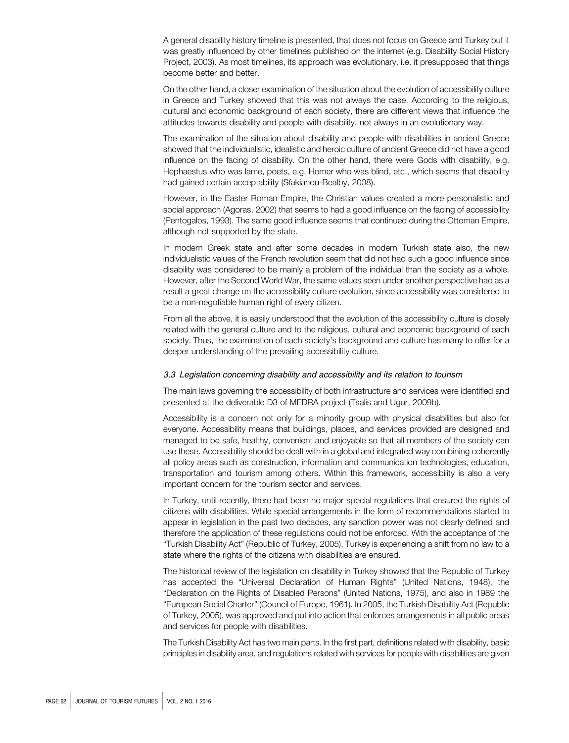A general disability history timeline is presented, that does not focus on Greece and Turkey but it was greatly influenced by other timelines published on the internet (e.g. Disability Social History Project, 2003). As most timelines, its approach was evolutionary, i.e. it presupposed that things become better and better.

On the other hand, a closer examination of the situation about the evolution of accessibility culture in Greece and Turkey showed that this was not always the case. According to the religious, cultural and economic background of each society, there are different views that influence the attitudes towards disability and people with disability, not always in an evolutionary way.

The examination of the situation about disability and people with disabilities in ancient Greece showed that the individualistic, idealistic and heroic culture of ancient Greece did not have a good influence on the facing of disability. On the other hand, there were Gods with disability, e.g. Hephaestus who was lame, poets, e.g. Homer who was blind, etc., which seems that disability had gained certain acceptability (Sfakianou-Bealby, 2008).

However, in the Easter Roman Empire, the Christian values created a more personalistic and social approach (Agoras, 2002) that seems to had a good influence on the facing of accessibility (Pentogalos, 1993). The same good influence seems that continued during the Ottoman Empire, although not supported by the state.

In modern Greek state and after some decades in modern Turkish state also, the new individualistic values of the French revolution seem that did not had such a good influence since disability was considered to be mainly a problem of the individual than the society as a whole. However, after the Second World War, the same values seen under another perspective had as a result a great change on the accessibility culture evolution, since accessibility was considered to be a non-negotiable human right of every citizen.

From all the above, it is easily understood that the evolution of the accessibility culture is closely related with the general culture and to the religious, cultural and economic background of each society. Thus, the examination of each society's background and culture has many to offer for a deeper understanding of the prevailing accessibility culture.

### *3.3 Legislation concerning disability and accessibility and its relation to tourism*

The main laws governing the accessibility of both infrastructure and services were identified and presented at the deliverable D3 of MEDRA project (Tsalis and Ugur, 2009b).

Accessibility is a concern not only for a minority group with physical disabilities but also for everyone. Accessibility means that buildings, places, and services provided are designed and managed to be safe, healthy, convenient and enjoyable so that all members of the society can use these. Accessibility should be dealt with in a global and integrated way combining coherently all policy areas such as construction, information and communication technologies, education, transportation and tourism among others. Within this framework, accessibility is also a very important concern for the tourism sector and services.

In Turkey, until recently, there had been no major special regulations that ensured the rights of citizens with disabilities. While special arrangements in the form of recommendations started to appear in legislation in the past two decades, any sanction power was not clearly defined and therefore the application of these regulations could not be enforced. With the acceptance of the "Turkish Disability Act" (Republic of Turkey, 2005), Turkey is experiencing a shift from no law to a state where the rights of the citizens with disabilities are ensured.

The historical review of the legislation on disability in Turkey showed that the Republic of Turkey has accepted the "Universal Declaration of Human Rights" (United Nations, 1948), the "Declaration on the Rights of Disabled Persons" (United Nations, 1975), and also in 1989 the "European Social Charter" (Council of Europe, 1961). In 2005, the Turkish Disability Act (Republic of Turkey, 2005), was approved and put into action that enforces arrangements in all public areas and services for people with disabilities.

The Turkish Disability Act has two main parts. In the first part, definitions related with disability, basic principles in disability area, and regulations related with services for people with disabilities are given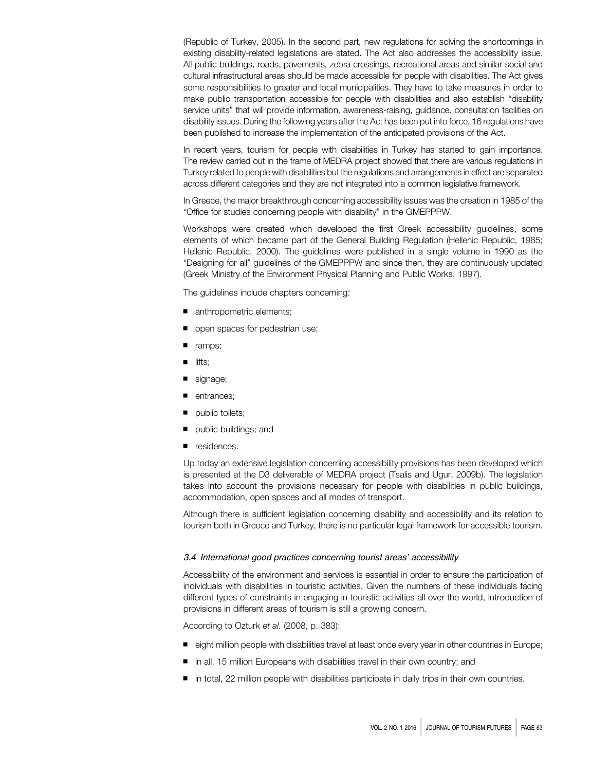(Republic of Turkey, 2005). In the second part, new regulations for solving the shortcomings in existing disability-related legislations are stated. The Act also addresses the accessibility issue. All public buildings, roads, pavements, zebra crossings, recreational areas and similar social and cultural infrastructural areas should be made accessible for people with disabilities. The Act gives some responsibilities to greater and local municipalities. They have to take measures in order to make public transportation accessible for people with disabilities and also establish "disability service units" that will provide information, awareness-raising, guidance, consultation facilities on disability issues. During the following years after the Act has been put into force, 16 regulations have been published to increase the implementation of the anticipated provisions of the Act.

In recent years, tourism for people with disabilities in Turkey has started to gain importance. The review carried out in the frame of MEDRA project showed that there are various regulations in Turkey related to people with disabilities but the regulations and arrangements in effect are separated across different categories and they are not integrated into a common legislative framework.

In Greece, the major breakthrough concerning accessibility issues was the creation in 1985 of the "Office for studies concerning people with disability" in the GMEPPPW.

Workshops were created which developed the first Greek accessibility guidelines, some elements of which became part of the General Building Regulation (Hellenic Republic, 1985; Hellenic Republic, 2000). The guidelines were published in a single volume in 1990 as the "Designing for all" guidelines of the GMEPPPW and since then, they are continuously updated (Greek Ministry of the Environment Physical Planning and Public Works, 1997).

The guidelines include chapters concerning:

- anthropometric elements;
- open spaces for pedestrian use;
- ramps;
- lifts;
- signage;
- entrances;
- public toilets;
- public buildings; and
- residences.

Up today an extensive legislation concerning accessibility provisions has been developed which is presented at the D3 deliverable of MEDRA project (Tsalis and Ugur, 2009b). The legislation takes into account the provisions necessary for people with disabilities in public buildings, accommodation, open spaces and all modes of transport.

Although there is sufficient legislation concerning disability and accessibility and its relation to tourism both in Greece and Turkey, there is no particular legal framework for accessible tourism.

### *3.4 International good practices concerning tourist areas' accessibility*

Accessibility of the environment and services is essential in order to ensure the participation of individuals with disabilities in touristic activities. Given the numbers of these individuals facing different types of constraints in engaging in touristic activities all over the world, introduction of provisions in different areas of tourism is still a growing concern.

According to Ozturk *et al.* (2008, p. 383):

- eight million people with disabilities travel at least once every year in other countries in Europe;
- in all, 15 million Europeans with disabilities travel in their own country; and
- in total, 22 million people with disabilities participate in daily trips in their own countries.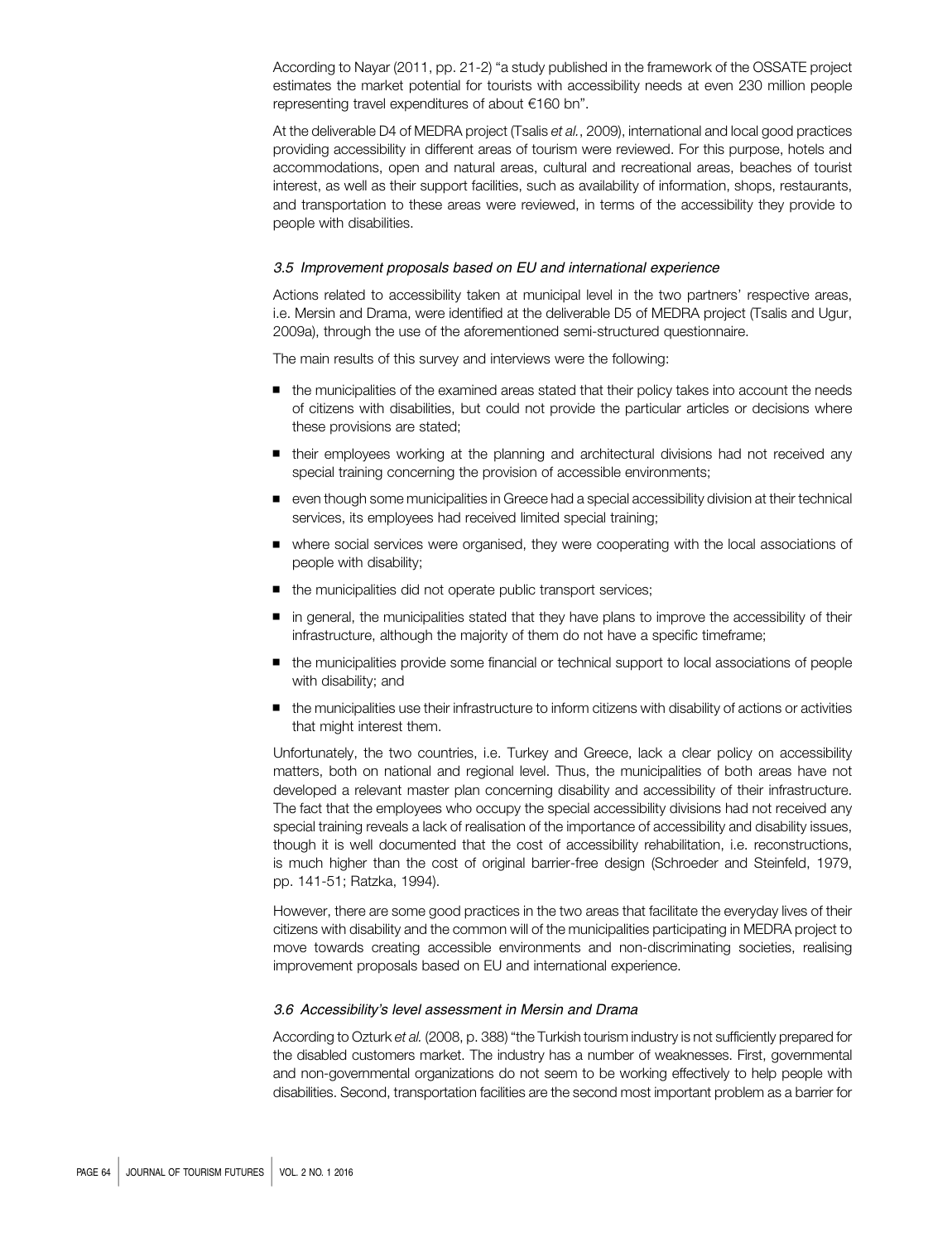According to Nayar (2011, pp. 21-2) "a study published in the framework of the OSSATE project estimates the market potential for tourists with accessibility needs at even 230 million people representing travel expenditures of about €160 bn".

At the deliverable D4 of MEDRA project (Tsalis *et al.*, 2009), international and local good practices providing accessibility in different areas of tourism were reviewed. For this purpose, hotels and accommodations, open and natural areas, cultural and recreational areas, beaches of tourist interest, as well as their support facilities, such as availability of information, shops, restaurants, and transportation to these areas were reviewed, in terms of the accessibility they provide to people with disabilities.

### *3.5 Improvement proposals based on EU and international experience*

Actions related to accessibility taken at municipal level in the two partners' respective areas, i.e. Mersin and Drama, were identified at the deliverable D5 of MEDRA project (Tsalis and Ugur, 2009a), through the use of the aforementioned semi-structured questionnaire.

The main results of this survey and interviews were the following:

- the municipalities of the examined areas stated that their policy takes into account the needs of citizens with disabilities, but could not provide the particular articles or decisions where these provisions are stated;
- their employees working at the planning and architectural divisions had not received any special training concerning the provision of accessible environments;
- even though some municipalities in Greece had a special accessibility division at their technical services, its employees had received limited special training;
- where social services were organised, they were cooperating with the local associations of people with disability;
- the municipalities did not operate public transport services;
- in general, the municipalities stated that they have plans to improve the accessibility of their infrastructure, although the majority of them do not have a specific timeframe;
- the municipalities provide some financial or technical support to local associations of people with disability; and
- the municipalities use their infrastructure to inform citizens with disability of actions or activities that might interest them.

Unfortunately, the two countries, i.e. Turkey and Greece, lack a clear policy on accessibility matters, both on national and regional level. Thus, the municipalities of both areas have not developed a relevant master plan concerning disability and accessibility of their infrastructure. The fact that the employees who occupy the special accessibility divisions had not received any special training reveals a lack of realisation of the importance of accessibility and disability issues, though it is well documented that the cost of accessibility rehabilitation, i.e. reconstructions, is much higher than the cost of original barrier-free design (Schroeder and Steinfeld, 1979, pp. 141-51; Ratzka, 1994).

However, there are some good practices in the two areas that facilitate the everyday lives of their citizens with disability and the common will of the municipalities participating in MEDRA project to move towards creating accessible environments and non-discriminating societies, realising improvement proposals based on EU and international experience.

### *3.6 Accessibility's level assessment in Mersin and Drama*

According to Ozturk *et al.* (2008, p. 388) "the Turkish tourism industry is not sufficiently prepared for the disabled customers market. The industry has a number of weaknesses. First, governmental and non-governmental organizations do not seem to be working effectively to help people with disabilities. Second, transportation facilities are the second most important problem as a barrier for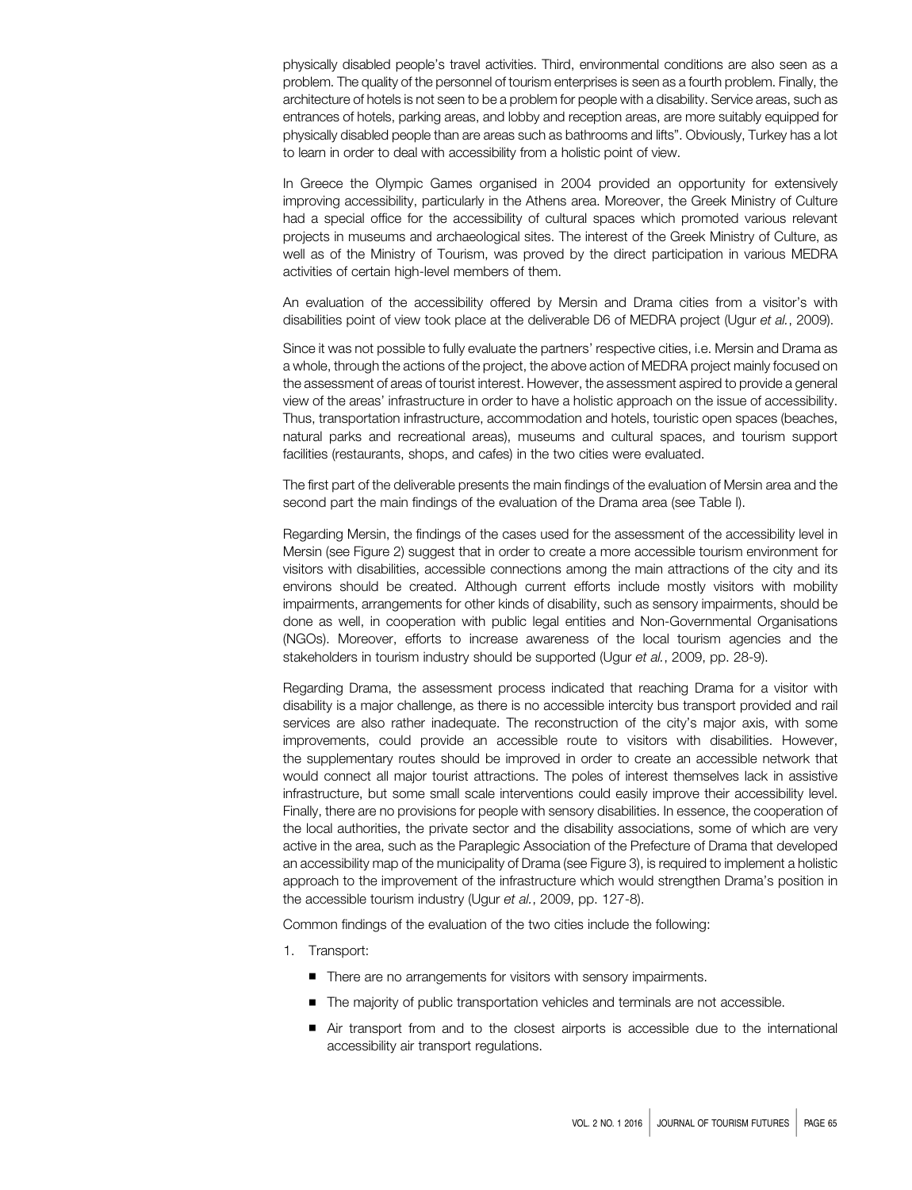physically disabled people's travel activities. Third, environmental conditions are also seen as a problem. The quality of the personnel of tourism enterprises is seen as a fourth problem. Finally, the architecture of hotels is not seen to be a problem for people with a disability. Service areas, such as entrances of hotels, parking areas, and lobby and reception areas, are more suitably equipped for physically disabled people than are areas such as bathrooms and lifts". Obviously, Turkey has a lot to learn in order to deal with accessibility from a holistic point of view.

In Greece the Olympic Games organised in 2004 provided an opportunity for extensively improving accessibility, particularly in the Athens area. Moreover, the Greek Ministry of Culture had a special office for the accessibility of cultural spaces which promoted various relevant projects in museums and archaeological sites. The interest of the Greek Ministry of Culture, as well as of the Ministry of Tourism, was proved by the direct participation in various MEDRA activities of certain high-level members of them.

An evaluation of the accessibility offered by Mersin and Drama cities from a visitor's with disabilities point of view took place at the deliverable D6 of MEDRA project (Ugur *et al.*, 2009).

Since it was not possible to fully evaluate the partners' respective cities, i.e. Mersin and Drama as a whole, through the actions of the project, the above action of MEDRA project mainly focused on the assessment of areas of tourist interest. However, the assessment aspired to provide a general view of the areas' infrastructure in order to have a holistic approach on the issue of accessibility. Thus, transportation infrastructure, accommodation and hotels, touristic open spaces (beaches, natural parks and recreational areas), museums and cultural spaces, and tourism support facilities (restaurants, shops, and cafes) in the two cities were evaluated.

The first part of the deliverable presents the main findings of the evaluation of Mersin area and the second part the main findings of the evaluation of the Drama area (see Table I).

Regarding Mersin, the findings of the cases used for the assessment of the accessibility level in Mersin (see Figure 2) suggest that in order to create a more accessible tourism environment for visitors with disabilities, accessible connections among the main attractions of the city and its environs should be created. Although current efforts include mostly visitors with mobility impairments, arrangements for other kinds of disability, such as sensory impairments, should be done as well, in cooperation with public legal entities and Non-Governmental Organisations (NGOs). Moreover, efforts to increase awareness of the local tourism agencies and the stakeholders in tourism industry should be supported (Ugur *et al.*, 2009, pp. 28-9).

Regarding Drama, the assessment process indicated that reaching Drama for a visitor with disability is a major challenge, as there is no accessible intercity bus transport provided and rail services are also rather inadequate. The reconstruction of the city's major axis, with some improvements, could provide an accessible route to visitors with disabilities. However, the supplementary routes should be improved in order to create an accessible network that would connect all major tourist attractions. The poles of interest themselves lack in assistive infrastructure, but some small scale interventions could easily improve their accessibility level. Finally, there are no provisions for people with sensory disabilities. In essence, the cooperation of the local authorities, the private sector and the disability associations, some of which are very active in the area, such as the Paraplegic Association of the Prefecture of Drama that developed an accessibility map of the municipality of Drama (see Figure 3), is required to implement a holistic approach to the improvement of the infrastructure which would strengthen Drama's position in the accessible tourism industry (Ugur *et al.*, 2009, pp. 127-8).

Common findings of the evaluation of the two cities include the following:

1. Transport:
   - There are no arrangements for visitors with sensory impairments.
   - The majority of public transportation vehicles and terminals are not accessible.
   - Air transport from and to the closest airports is accessible due to the international accessibility air transport regulations.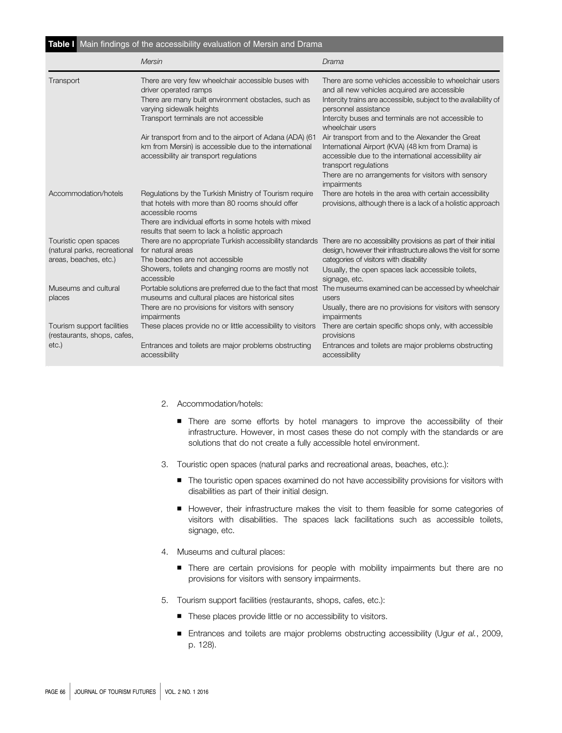**Table I** Main findings of the accessibility evaluation of Mersin and Drama

| | *Mersin* | *Drama* |
|---|---|---|
| Transport | There are very few wheelchair accessible buses with driver operated ramps<br>There are many built environment obstacles, such as varying sidewalk heights<br>Transport terminals are not accessible<br><br>Air transport from and to the airport of Adana (ADA) (61 km from Mersin) is accessible due to the international accessibility air transport regulations | There are some vehicles accessible to wheelchair users and all new vehicles acquired are accessible<br>Intercity trains are accessible, subject to the availability of personnel assistance<br>Intercity buses and terminals are not accessible to wheelchair users<br>Air transport from and to the Alexander the Great International Airport (KVA) (48 km from Drama) is accessible due to the international accessibility air transport regulations<br>There are no arrangements for visitors with sensory impairments |
| Accommodation/hotels | Regulations by the Turkish Ministry of Tourism require that hotels with more than 80 rooms should offer accessible rooms<br>There are individual efforts in some hotels with mixed results that seem to lack a holistic approach | There are hotels in the area with certain accessibility provisions, although there is a lack of a holistic approach |
| Touristic open spaces (natural parks, recreational areas, beaches, etc.) | There are no appropriate Turkish accessibility standards for natural areas<br>The beaches are not accessible<br>Showers, toilets and changing rooms are mostly not accessible | There are no accessibility provisions as part of their initial design, however their infrastructure allows the visit for some categories of visitors with disability<br>Usually, the open spaces lack accessible toilets, signage, etc. |
| Museums and cultural places | Portable solutions are preferred due to the fact that most museums and cultural places are historical sites<br>There are no provisions for visitors with sensory impairments | The museums examined can be accessed by wheelchair users<br>Usually, there are no provisions for visitors with sensory impairments |
| Tourism support facilities (restaurants, shops, cafes, etc.) | These places provide no or little accessibility to visitors<br>Entrances and toilets are major problems obstructing accessibility | There are certain specific shops only, with accessible provisions<br>Entrances and toilets are major problems obstructing accessibility |

2. Accommodation/hotels:
   - There are some efforts by hotel managers to improve the accessibility of their infrastructure. However, in most cases these do not comply with the standards or are solutions that do not create a fully accessible hotel environment.
3. Touristic open spaces (natural parks and recreational areas, beaches, etc.):
   - The touristic open spaces examined do not have accessibility provisions for visitors with disabilities as part of their initial design.
   - However, their infrastructure makes the visit to them feasible for some categories of visitors with disabilities. The spaces lack facilitations such as accessible toilets, signage, etc.
4. Museums and cultural places:
   - There are certain provisions for people with mobility impairments but there are no provisions for visitors with sensory impairments.
5. Tourism support facilities (restaurants, shops, cafes, etc.):
   - These places provide little or no accessibility to visitors.
   - Entrances and toilets are major problems obstructing accessibility (Ugur *et al.*, 2009, p. 128).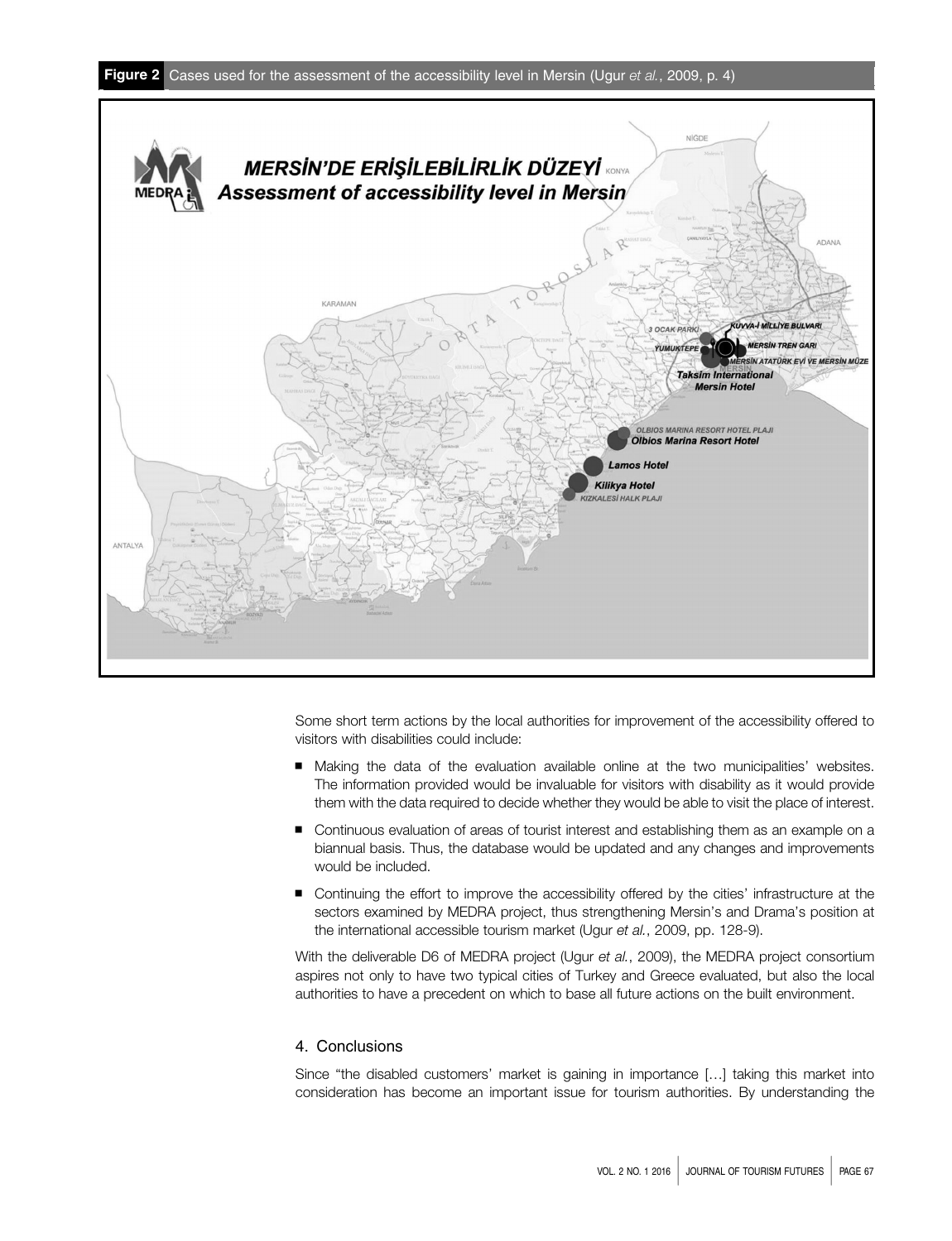**Figure 2** Cases used for the assessment of the accessibility level in Mersin (Ugur *et al.*, 2009, p. 4)

Some short term actions by the local authorities for improvement of the accessibility offered to visitors with disabilities could include:

- Making the data of the evaluation available online at the two municipalities' websites. The information provided would be invaluable for visitors with disability as it would provide them with the data required to decide whether they would be able to visit the place of interest.
- Continuous evaluation of areas of tourist interest and establishing them as an example on a biannual basis. Thus, the database would be updated and any changes and improvements would be included.
- Continuing the effort to improve the accessibility offered by the cities' infrastructure at the sectors examined by MEDRA project, thus strengthening Mersin's and Drama's position at the international accessible tourism market (Ugur *et al.*, 2009, pp. 128-9).

With the deliverable D6 of MEDRA project (Ugur *et al.*, 2009), the MEDRA project consortium aspires not only to have two typical cities of Turkey and Greece evaluated, but also the local authorities to have a precedent on which to base all future actions on the built environment.

## 4. Conclusions

Since "the disabled customers' market is gaining in importance […] taking this market into consideration has become an important issue for tourism authorities. By understanding the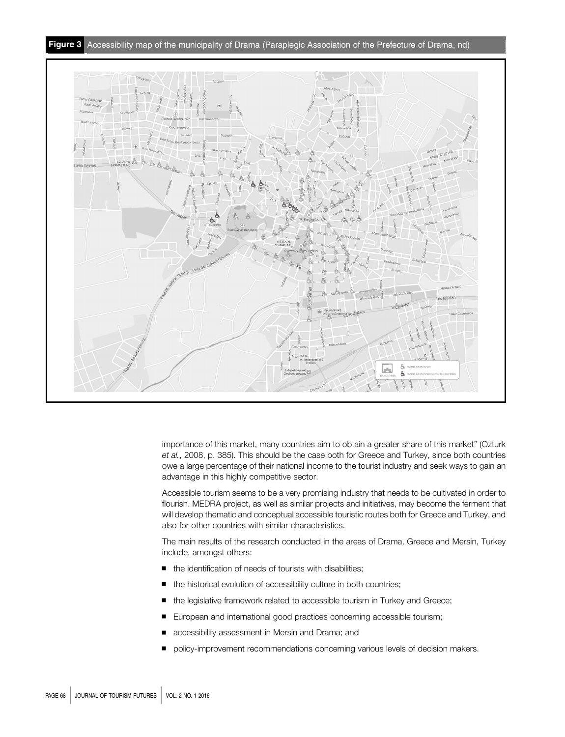**Figure 3** Accessibility map of the municipality of Drama (Paraplegic Association of the Prefecture of Drama, nd)

importance of this market, many countries aim to obtain a greater share of this market" (Ozturk *et al.*, 2008, p. 385). This should be the case both for Greece and Turkey, since both countries owe a large percentage of their national income to the tourist industry and seek ways to gain an advantage in this highly competitive sector.

Accessible tourism seems to be a very promising industry that needs to be cultivated in order to flourish. MEDRA project, as well as similar projects and initiatives, may become the ferment that will develop thematic and conceptual accessible touristic routes both for Greece and Turkey, and also for other countries with similar characteristics.

The main results of the research conducted in the areas of Drama, Greece and Mersin, Turkey include, amongst others:

- the identification of needs of tourists with disabilities;
- the historical evolution of accessibility culture in both countries;
- the legislative framework related to accessible tourism in Turkey and Greece;
- European and international good practices concerning accessible tourism;
- accessibility assessment in Mersin and Drama; and
- policy-improvement recommendations concerning various levels of decision makers.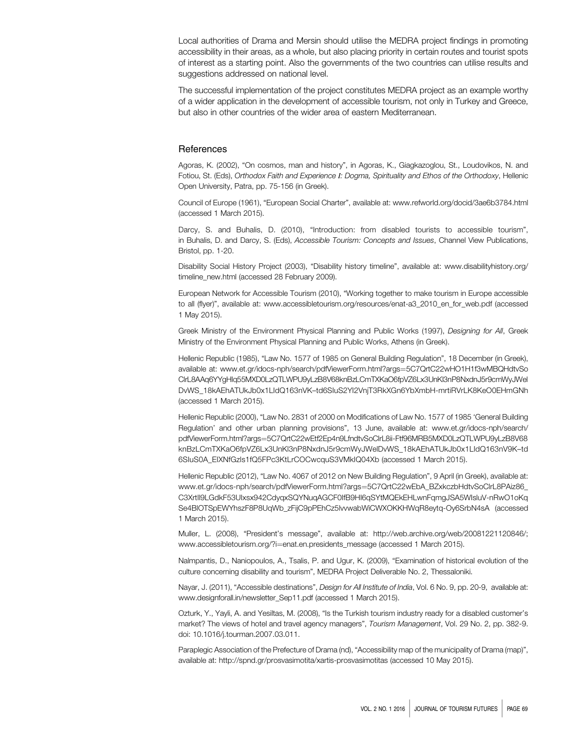Local authorities of Drama and Mersin should utilise the MEDRA project findings in promoting accessibility in their areas, as a whole, but also placing priority in certain routes and tourist spots of interest as a starting point. Also the governments of the two countries can utilise results and suggestions addressed on national level.

The successful implementation of the project constitutes MEDRA project as an example worthy of a wider application in the development of accessible tourism, not only in Turkey and Greece, but also in other countries of the wider area of eastern Mediterranean.

## References

Agoras, K. (2002), "On cosmos, man and history", in Agoras, K., Giagkazoglou, St., Loudovikos, N. and Fotiou, St. (Eds), *Orthodox Faith and Experience I: Dogma, Spirituality and Ethos of the Orthodoxy*, Hellenic Open University, Patra, pp. 75-156 (in Greek).

Council of Europe (1961), "European Social Charter", available at: www.refworld.org/docid/3ae6b3784.html (accessed 1 March 2015).

Darcy, S. and Buhalis, D. (2010), "Introduction: from disabled tourists to accessible tourism", in Buhalis, D. and Darcy, S. (Eds), *Accessible Tourism: Concepts and Issues*, Channel View Publications, Bristol, pp. 1-20.

Disability Social History Project (2003), "Disability history timeline", available at: www.disabilityhistory.org/timeline_new.html (accessed 28 February 2009).

European Network for Accessible Tourism (2010), "Working together to make tourism in Europe accessible to all (flyer)", available at: www.accessibletourism.org/resources/enat-a3_2010_en_for_web.pdf (accessed 1 May 2015).

Greek Ministry of the Environment Physical Planning and Public Works (1997), *Designing for All*, Greek Ministry of the Environment Physical Planning and Public Works, Athens (in Greek).

Hellenic Republic (1985), "Law No. 1577 of 1985 on General Building Regulation", 18 December (in Greek), available at: www.et.gr/idocs-nph/search/pdfViewerForm.html?args=5C7QrtC22wHO1H1f3wMBQHdtvSoClrL8AAq6YYgHlq55MXD0LzQTLWPU9yLzB8V68knBzLCmTXKaO6fpVZ6Lx3UnKl3nP8NxdnJ5r9cmWyJWelDvWS_18kAEhATUkJb0x1LIdQ163nVK–td6SIuS2Yl2VnjT3RkXGn6YbXmbH-mrtiRVrLK8KeO0EHmGNh (accessed 1 March 2015).

Hellenic Republic (2000), "Law No. 2831 of 2000 on Modifications of Law No. 1577 of 1985 'General Building Regulation' and other urban planning provisions", 13 June, available at: www.et.gr/idocs-nph/search/pdfViewerForm.html?args=5C7QrtC22wEtf2Ep4n9LfndtvSoClrL8ii-Ftf96MRB5MXD0LzQTLWPU9yLzB8V68knBzLCmTXKaO6fpVZ6Lx3UnKl3nP8NxdnJ5r9cmWyJWelDvWS_18kAEhATUkJb0x1LIdQ163nV9K–td6SIuS0A_ElXNfGzls1fQ5FPc3KtLrCOCwcquS3VMklQ04Xb (accessed 1 March 2015).

Hellenic Republic (2012), "Law No. 4067 of 2012 on New Building Regulation", 9 April (in Greek), available at: www.et.gr/idocs-nph/search/pdfViewerForm.html?args=5C7QrtC22wEbA_BZxkczbHdtvSoClrL8PAiz86_C3XrtIl9LGdkF53UIxsx942CdyqxSQYNuqAGCF0lfB9HI6qSYtMQEkEHLwnFqmgJSA5WIsluV-nRwO1oKqSe4BlOTSpEWYhszF8P8UqWb_zFijC9pPEhCz5lvvwabWiCWXOKKHWqR8eytq-Oy6SrbN4sA (accessed 1 March 2015).

Muller, L. (2008), "President's message", available at: http://web.archive.org/web/20081221120846/; www.accessibletourism.org/?i=enat.en.presidents_message (accessed 1 March 2015).

Nalmpantis, D., Naniopoulos, A., Tsalis, P. and Ugur, K. (2009), "Examination of historical evolution of the culture concerning disability and tourism", MEDRA Project Deliverable No. 2, Thessaloniki.

Nayar, J. (2011), "Accessible destinations", *Design for All Institute of India*, Vol. 6 No. 9, pp. 20-9, available at: www.designforall.in/newsletter_Sep11.pdf (accessed 1 March 2015).

Ozturk, Y., Yayli, A. and Yesiltas, M. (2008), "Is the Turkish tourism industry ready for a disabled customer's market? The views of hotel and travel agency managers", *Tourism Management*, Vol. 29 No. 2, pp. 382-9. doi: 10.1016/j.tourman.2007.03.011.

Paraplegic Association of the Prefecture of Drama (nd), "Accessibility map of the municipality of Drama (map)", available at: http://spnd.gr/prosvasimotita/xartis-prosvasimotitas (accessed 10 May 2015).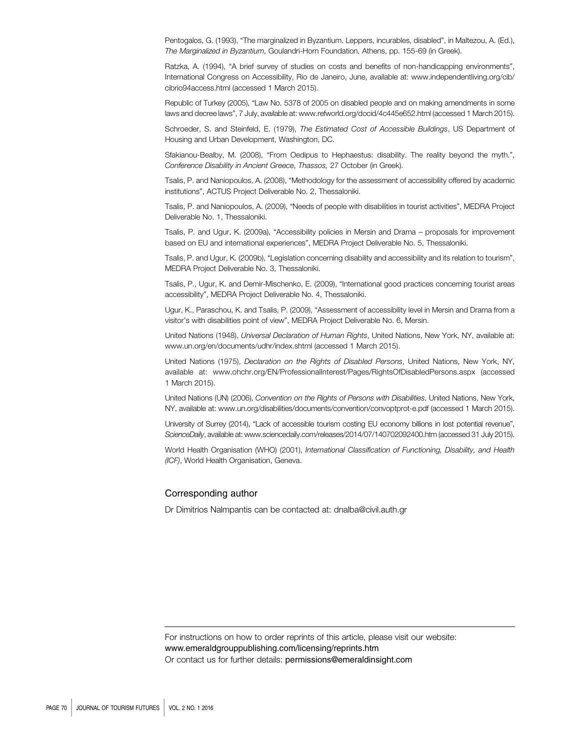Pentogalos, G. (1993), "The marginalized in Byzantium. Leppers, incurables, disabled", in Maltezou, A. (Ed.), *The Marginalized in Byzantium*, Goulandri-Horn Foundation, Athens, pp. 155-69 (in Greek).

Ratzka, A. (1994), "A brief survey of studies on costs and benefits of non-handicapping environments", International Congress on Accessibility, Rio de Janeiro, June, available at: www.independentliving.org/cib/cibrio94access.html (accessed 1 March 2015).

Republic of Turkey (2005), "Law No. 5378 of 2005 on disabled people and on making amendments in some laws and decree laws", 7 July, available at: www.refworld.org/docid/4c445e652.html (accessed 1 March 2015).

Schroeder, S. and Steinfeld, E. (1979), *The Estimated Cost of Accessible Buildings*, US Department of Housing and Urban Development, Washington, DC.

Sfakianou-Bealby, M. (2008), "From Oedipus to Hephaestus: disability. The reality beyond the myth.", *Conference Disability in Ancient Greece*, *Thassos,* 27 October (in Greek).

Tsalis, P. and Naniopoulos, A. (2008), "Methodology for the assessment of accessibility offered by academic institutions", ACTUS Project Deliverable No. 2, Thessaloniki.

Tsalis, P. and Naniopoulos, A. (2009), "Needs of people with disabilities in tourist activities", MEDRA Project Deliverable No. 1, Thessaloniki.

Tsalis, P. and Ugur, K. (2009a), "Accessibility policies in Mersin and Drama – proposals for improvement based on EU and international experiences", MEDRA Project Deliverable No. 5, Thessaloniki.

Tsalis, P. and Ugur, K. (2009b), "Legislation concerning disability and accessibility and its relation to tourism", MEDRA Project Deliverable No. 3, Thessaloniki.

Tsalis, P., Ugur, K. and Demir-Mischenko, E. (2009), "International good practices concerning tourist areas accessibility", MEDRA Project Deliverable No. 4, Thessaloniki.

Ugur, K., Paraschou, K. and Tsalis, P. (2009), "Assessment of accessibility level in Mersin and Drama from a visitor's with disabilities point of view", MEDRA Project Deliverable No. 6, Mersin.

United Nations (1948), *Universal Declaration of Human Rights*, United Nations, New York, NY, available at: www.un.org/en/documents/udhr/index.shtml (accessed 1 March 2015).

United Nations (1975), *Declaration on the Rights of Disabled Persons*, United Nations, New York, NY, available at: www.ohchr.org/EN/ProfessionalInterest/Pages/RightsOfDisabledPersons.aspx (accessed 1 March 2015).

United Nations (UN) (2006), *Convention on the Rights of Persons with Disabilities*, United Nations, New York, NY, available at: www.un.org/disabilities/documents/convention/convoptprot-e.pdf (accessed 1 March 2015).

University of Surrey (2014), "Lack of accessible tourism costing EU economy billions in lost potential revenue", *ScienceDaily*, available at: www.sciencedaily.com/releases/2014/07/140702092400.htm (accessed 31 July 2015).

World Health Organisation (WHO) (2001), *International Classification of Functioning, Disability, and Health (ICF)*, World Health Organisation, Geneva.

## Corresponding author

Dr Dimitrios Nalmpantis can be contacted at: dnalba@civil.auth.gr

For instructions on how to order reprints of this article, please visit our website:
www.emeraldgrouppublishing.com/licensing/reprints.htm
Or contact us for further details: permissions@emeraldinsight.com